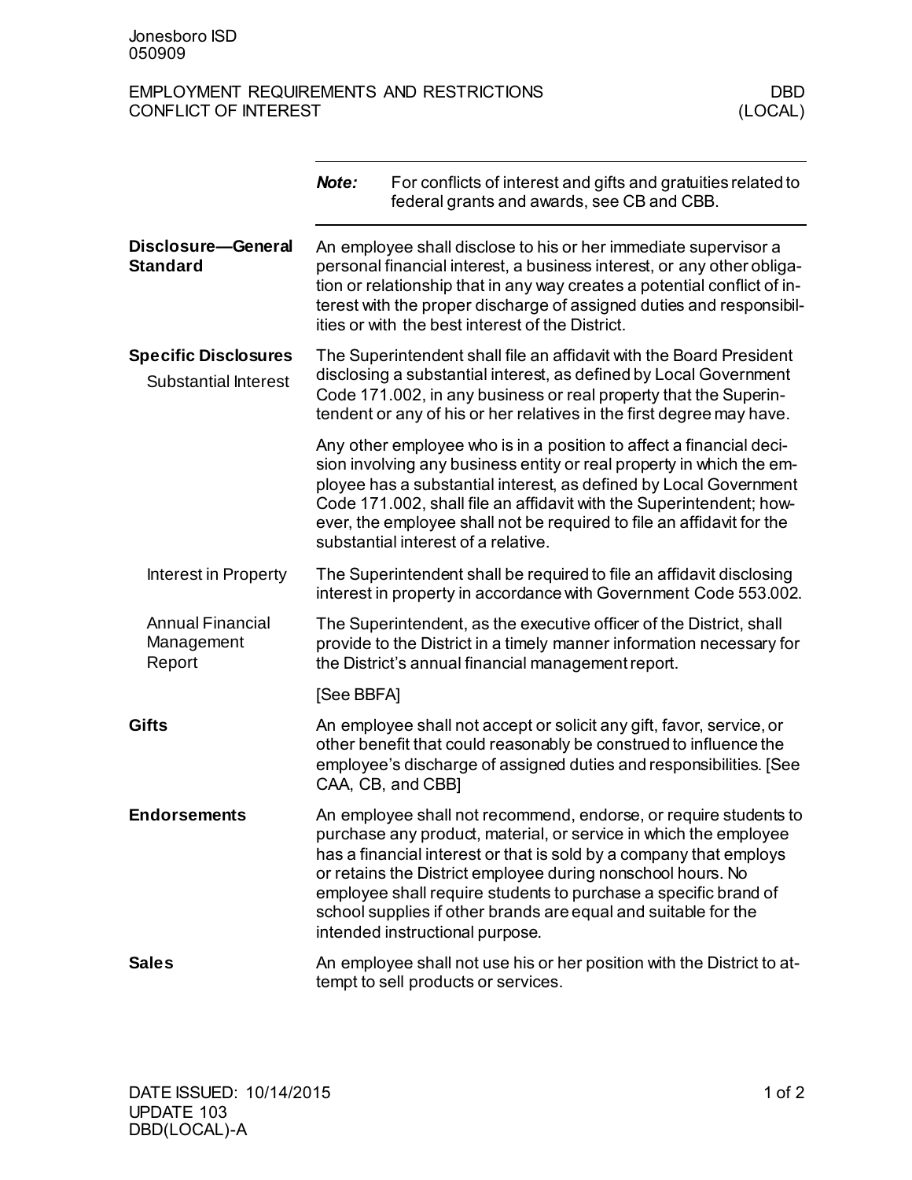Jonesboro ISD
050909

# EMPLOYMENT REQUIREMENTS AND RESTRICTIONS
# CONFLICT OF INTEREST

DBD
(LOCAL)

***Note:*** For conflicts of interest and gifts and gratuities related to federal grants and awards, see CB and CBB.

## Disclosure—General Standard

An employee shall disclose to his or her immediate supervisor a personal financial interest, a business interest, or any other obligation or relationship that in any way creates a potential conflict of interest with the proper discharge of assigned duties and responsibilities or with the best interest of the District.

## Specific Disclosures

### Substantial Interest

The Superintendent shall file an affidavit with the Board President disclosing a substantial interest, as defined by Local Government Code 171.002, in any business or real property that the Superintendent or any of his or her relatives in the first degree may have.

Any other employee who is in a position to affect a financial decision involving any business entity or real property in which the employee has a substantial interest, as defined by Local Government Code 171.002, shall file an affidavit with the Superintendent; however, the employee shall not be required to file an affidavit for the substantial interest of a relative.

### Interest in Property

The Superintendent shall be required to file an affidavit disclosing interest in property in accordance with Government Code 553.002.

### Annual Financial Management Report

The Superintendent, as the executive officer of the District, shall provide to the District in a timely manner information necessary for the District's annual financial management report.

[See BBFA]

## Gifts

An employee shall not accept or solicit any gift, favor, service, or other benefit that could reasonably be construed to influence the employee's discharge of assigned duties and responsibilities. [See CAA, CB, and CBB]

## Endorsements

An employee shall not recommend, endorse, or require students to purchase any product, material, or service in which the employee has a financial interest or that is sold by a company that employs or retains the District employee during nonschool hours. No employee shall require students to purchase a specific brand of school supplies if other brands are equal and suitable for the intended instructional purpose.

## Sales

An employee shall not use his or her position with the District to attempt to sell products or services.

DATE ISSUED: 10/14/2015
UPDATE 103
DBD(LOCAL)-A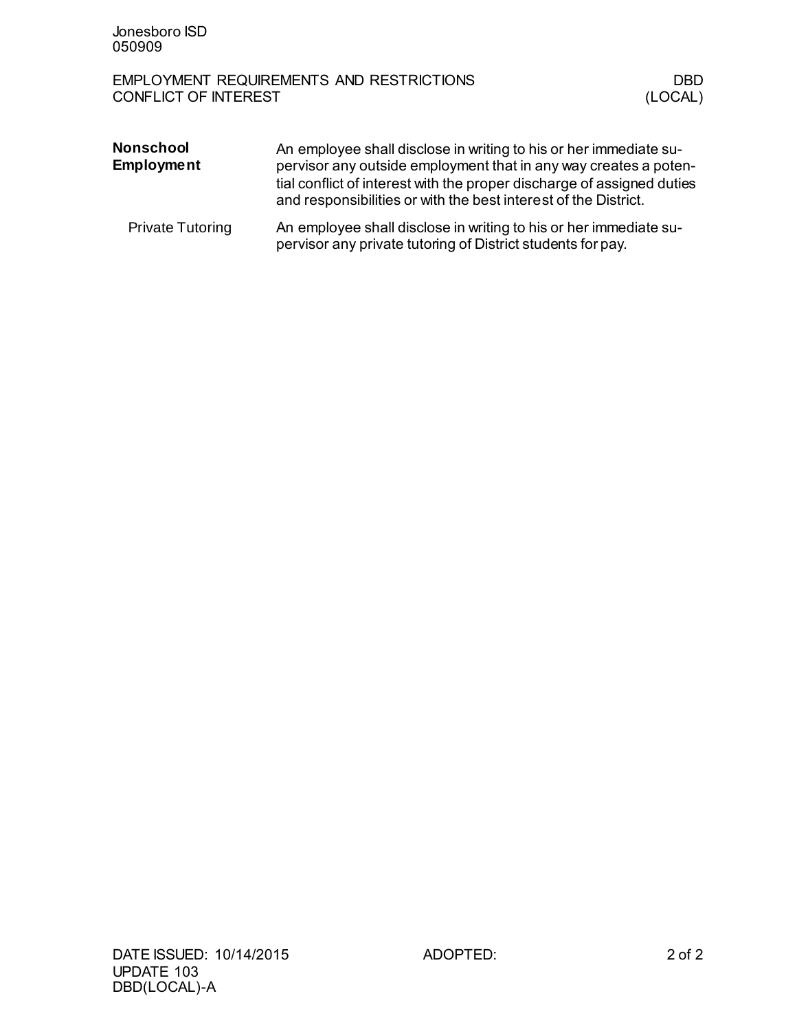## Nonschool Employment

An employee shall disclose in writing to his or her immediate supervisor any outside employment that in any way creates a potential conflict of interest with the proper discharge of assigned duties and responsibilities or with the best interest of the District.

### Private Tutoring

An employee shall disclose in writing to his or her immediate supervisor any private tutoring of District students for pay.